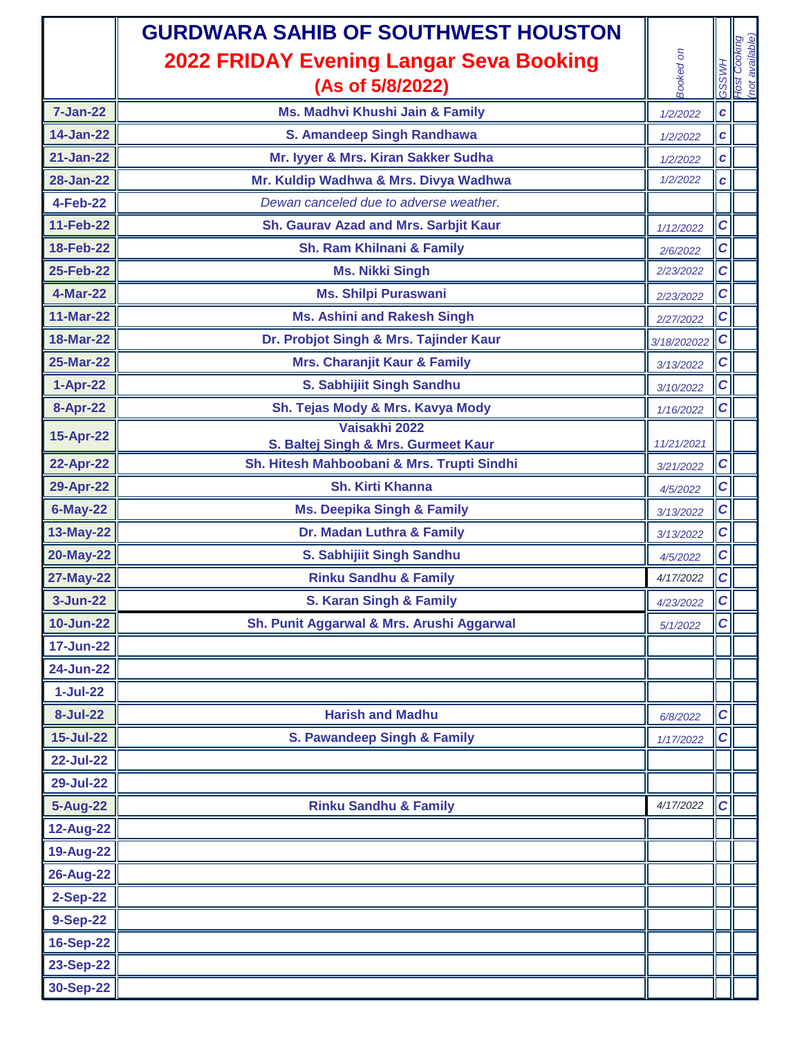# GURDWARA SAHIB OF SOUTHWEST HOUSTON

## 2022 FRIDAY Evening Langar Seva Booking

## (As of 5/8/2022)

| | | Booked on | GSSWH | Host Cooking (not available) |
|---|---|---|---|---|
| **7-Jan-22** | **Ms. Madhvi Khushi Jain & Family** | *1/2/2022* | *c* | |
| **14-Jan-22** | **S. Amandeep Singh Randhawa** | *1/2/2022* | *c* | |
| **21-Jan-22** | **Mr. Iyyer & Mrs. Kiran Sakker Sudha** | *1/2/2022* | *c* | |
| **28-Jan-22** | **Mr. Kuldip Wadhwa & Mrs. Divya Wadhwa** | *1/2/2022* | *c* | |
| **4-Feb-22** | *Dewan canceled due to adverse weather.* | | | |
| **11-Feb-22** | **Sh. Gaurav Azad and Mrs. Sarbjit Kaur** | *1/12/2022* | *C* | |
| **18-Feb-22** | **Sh. Ram Khilnani & Family** | *2/6/2022* | *C* | |
| **25-Feb-22** | **Ms. Nikki Singh** | *2/23/2022* | *C* | |
| **4-Mar-22** | **Ms. Shilpi Puraswani** | *2/23/2022* | *C* | |
| **11-Mar-22** | **Ms. Ashini and Rakesh Singh** | *2/27/2022* | *C* | |
| **18-Mar-22** | **Dr. Probjot Singh & Mrs. Tajinder Kaur** | *3/18/202022* | *C* | |
| **25-Mar-22** | **Mrs. Charanjit Kaur & Family** | *3/13/2022* | *C* | |
| **1-Apr-22** | **S. Sabhijiit Singh Sandhu** | *3/10/2022* | *C* | |
| **8-Apr-22** | **Sh. Tejas Mody & Mrs. Kavya Mody** | *1/16/2022* | *C* | |
| **15-Apr-22** | **Vaisakhi 2022 S. Baltej Singh & Mrs. Gurmeet Kaur** | *11/21/2021* | | |
| **22-Apr-22** | **Sh. Hitesh Mahboobani & Mrs. Trupti Sindhi** | *3/21/2022* | *C* | |
| **29-Apr-22** | **Sh. Kirti Khanna** | *4/5/2022* | *C* | |
| **6-May-22** | **Ms. Deepika Singh & Family** | *3/13/2022* | *C* | |
| **13-May-22** | **Dr. Madan Luthra & Family** | *3/13/2022* | *C* | |
| **20-May-22** | **S. Sabhijiit Singh Sandhu** | *4/5/2022* | *C* | |
| **27-May-22** | **Rinku Sandhu & Family** | *4/17/2022* | *C* | |
| **3-Jun-22** | **S. Karan Singh & Family** | *4/23/2022* | *C* | |
| **10-Jun-22** | **Sh. Punit Aggarwal & Mrs. Arushi Aggarwal** | *5/1/2022* | *C* | |
| **17-Jun-22** | | | | |
| **24-Jun-22** | | | | |
| **1-Jul-22** | | | | |
| **8-Jul-22** | **Harish and Madhu** | *6/8/2022* | *C* | |
| **15-Jul-22** | **S. Pawandeep Singh & Family** | *1/17/2022* | *C* | |
| **22-Jul-22** | | | | |
| **29-Jul-22** | | | | |
| **5-Aug-22** | **Rinku Sandhu & Family** | *4/17/2022* | *C* | |
| **12-Aug-22** | | | | |
| **19-Aug-22** | | | | |
| **26-Aug-22** | | | | |
| **2-Sep-22** | | | | |
| **9-Sep-22** | | | | |
| **16-Sep-22** | | | | |
| **23-Sep-22** | | | | |
| **30-Sep-22** | | | | |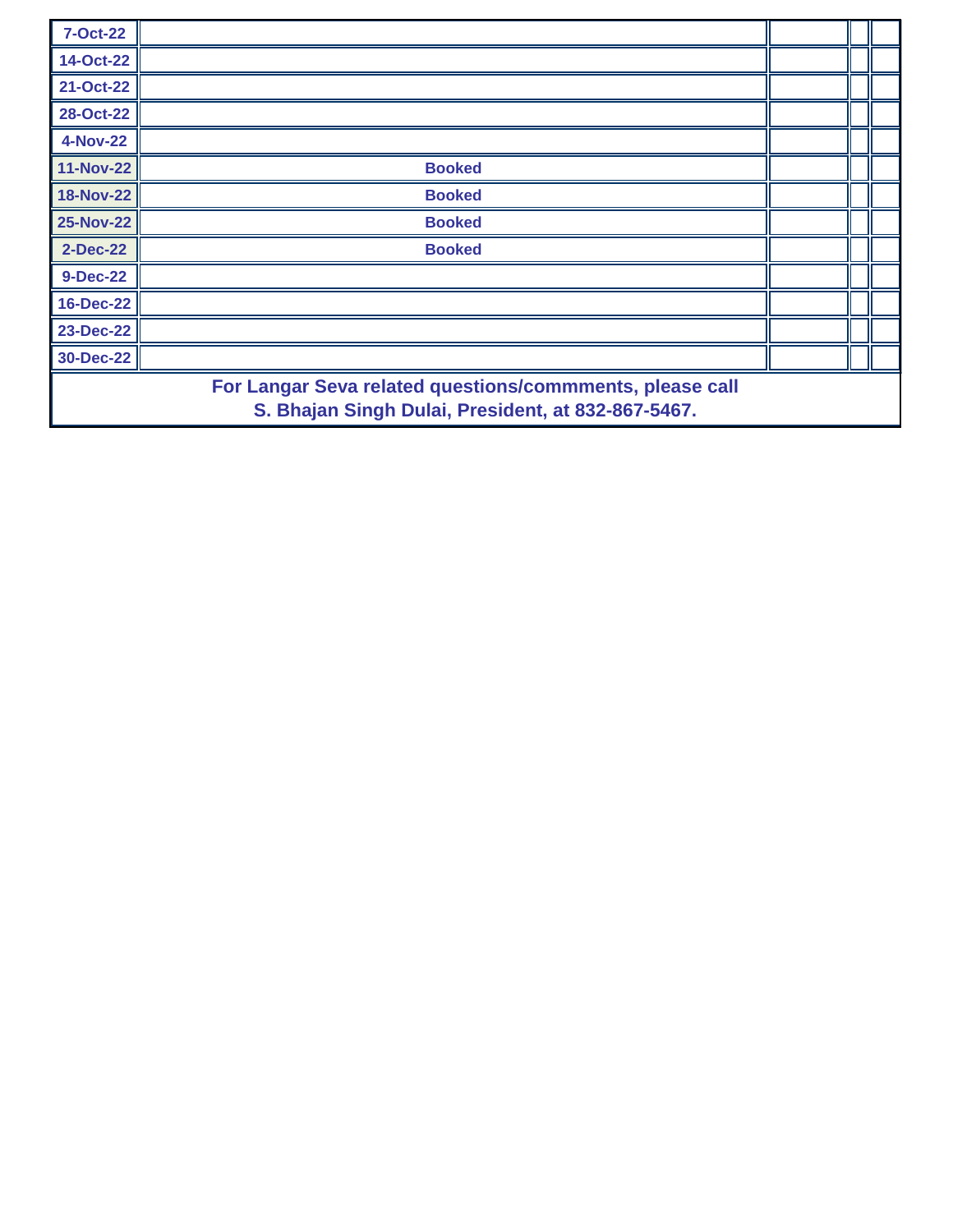| | | | | |
|---|---|---|---|---|
| 7-Oct-22 | | | | |
| 14-Oct-22 | | | | |
| 21-Oct-22 | | | | |
| 28-Oct-22 | | | | |
| 4-Nov-22 | | | | |
| 11-Nov-22 | Booked | | | |
| 18-Nov-22 | Booked | | | |
| 25-Nov-22 | Booked | | | |
| 2-Dec-22 | Booked | | | |
| 9-Dec-22 | | | | |
| 16-Dec-22 | | | | |
| 23-Dec-22 | | | | |
| 30-Dec-22 | | | | |

**For Langar Seva related questions/commments, please call**
**S. Bhajan Singh Dulai, President, at 832-867-5467.**